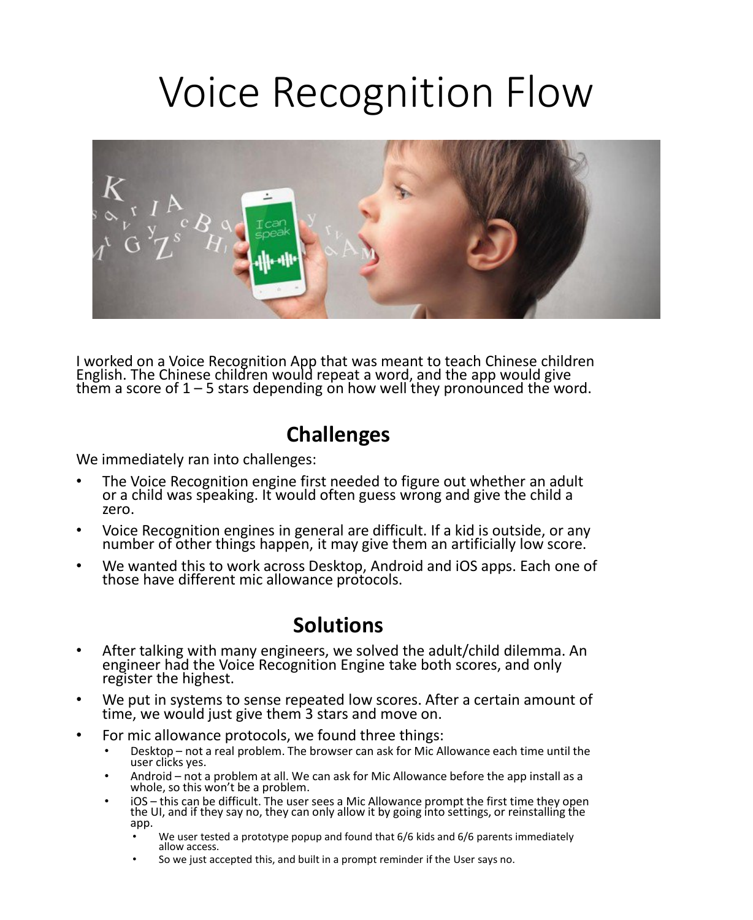# Voice Recognition Flow

I worked on a Voice Recognition App that was meant to teach Chinese children English. The Chinese children would repeat a word, and the app would give them a score of 1 – 5 stars depending on how well they pronounced the word.

## Challenges

We immediately ran into challenges:

- The Voice Recognition engine first needed to figure out whether an adult or a child was speaking. It would often guess wrong and give the child a zero.
- Voice Recognition engines in general are difficult. If a kid is outside, or any number of other things happen, it may give them an artificially low score.
- We wanted this to work across Desktop, Android and iOS apps. Each one of those have different mic allowance protocols.

## Solutions

- After talking with many engineers, we solved the adult/child dilemma. An engineer had the Voice Recognition Engine take both scores, and only register the highest.
- We put in systems to sense repeated low scores. After a certain amount of time, we would just give them 3 stars and move on.
- For mic allowance protocols, we found three things:
  - Desktop – not a real problem. The browser can ask for Mic Allowance each time until the user clicks yes.
  - Android – not a problem at all. We can ask for Mic Allowance before the app install as a whole, so this won't be a problem.
  - iOS – this can be difficult. The user sees a Mic Allowance prompt the first time they open the UI, and if they say no, they can only allow it by going into settings, or reinstalling the app.
    - We user tested a prototype popup and found that 6/6 kids and 6/6 parents immediately allow access.
    - So we just accepted this, and built in a prompt reminder if the User says no.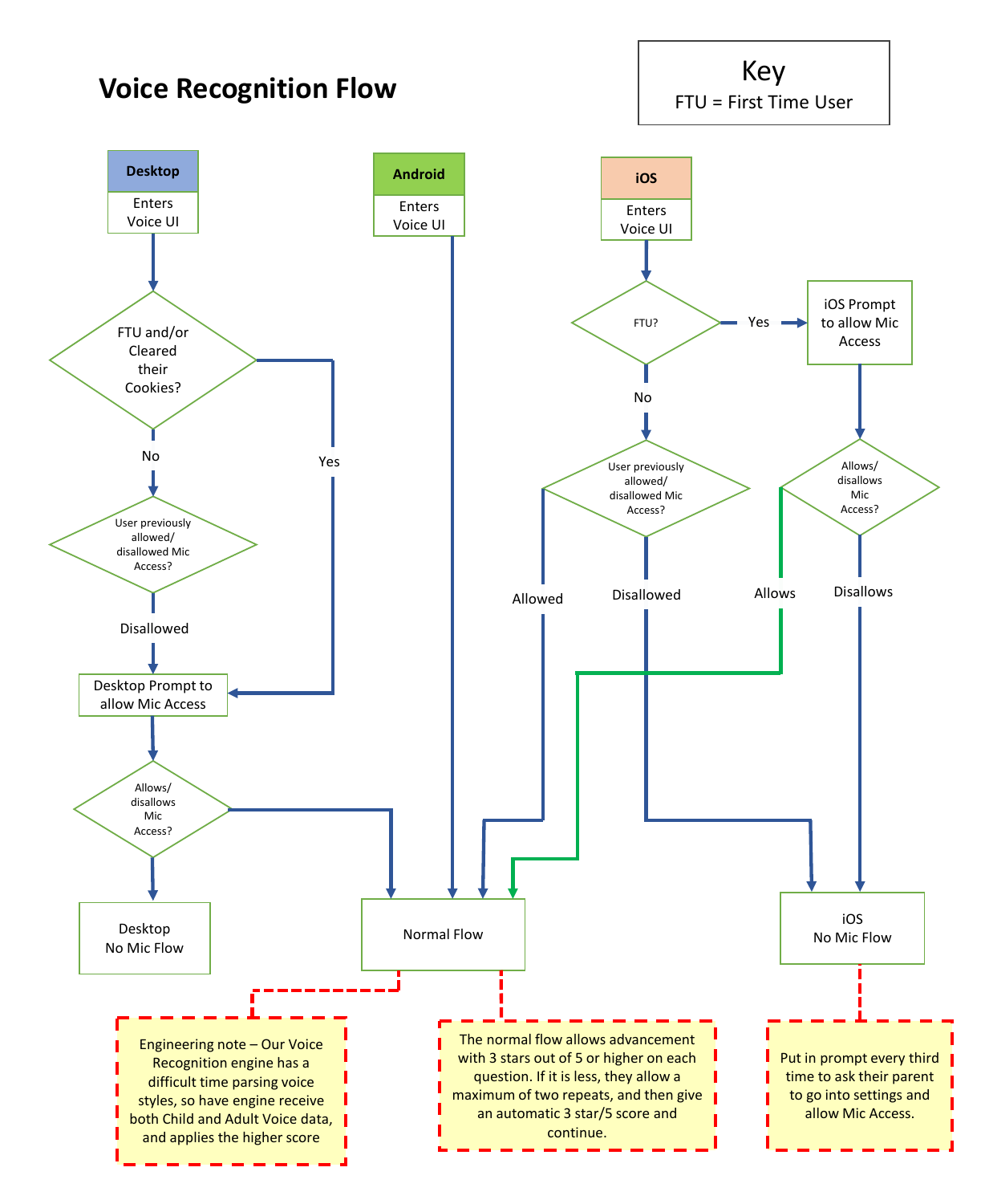# Voice Recognition Flow

Key

FTU = First Time User

Desktop

Enters Voice UI

FTU and/or Cleared their Cookies?

No

Yes

User previously allowed/ disallowed Mic Access?

Disallowed

Desktop Prompt to allow Mic Access

Allows/ disallows Mic Access?

Desktop No Mic Flow

Android

Enters Voice UI

iOS

Enters Voice UI

FTU?

Yes

No

iOS Prompt to allow Mic Access

User previously allowed/ disallowed Mic Access?

Allowed

Disallowed

Allows/ disallows Mic Access?

Allows

Disallows

Normal Flow

iOS No Mic Flow

Engineering note – Our Voice Recognition engine has a difficult time parsing voice styles, so have engine receive both Child and Adult Voice data, and applies the higher score

The normal flow allows advancement with 3 stars out of 5 or higher on each question. If it is less, they allow a maximum of two repeats, and then give an automatic 3 star/5 score and continue.

Put in prompt every third time to ask their parent to go into settings and allow Mic Access.